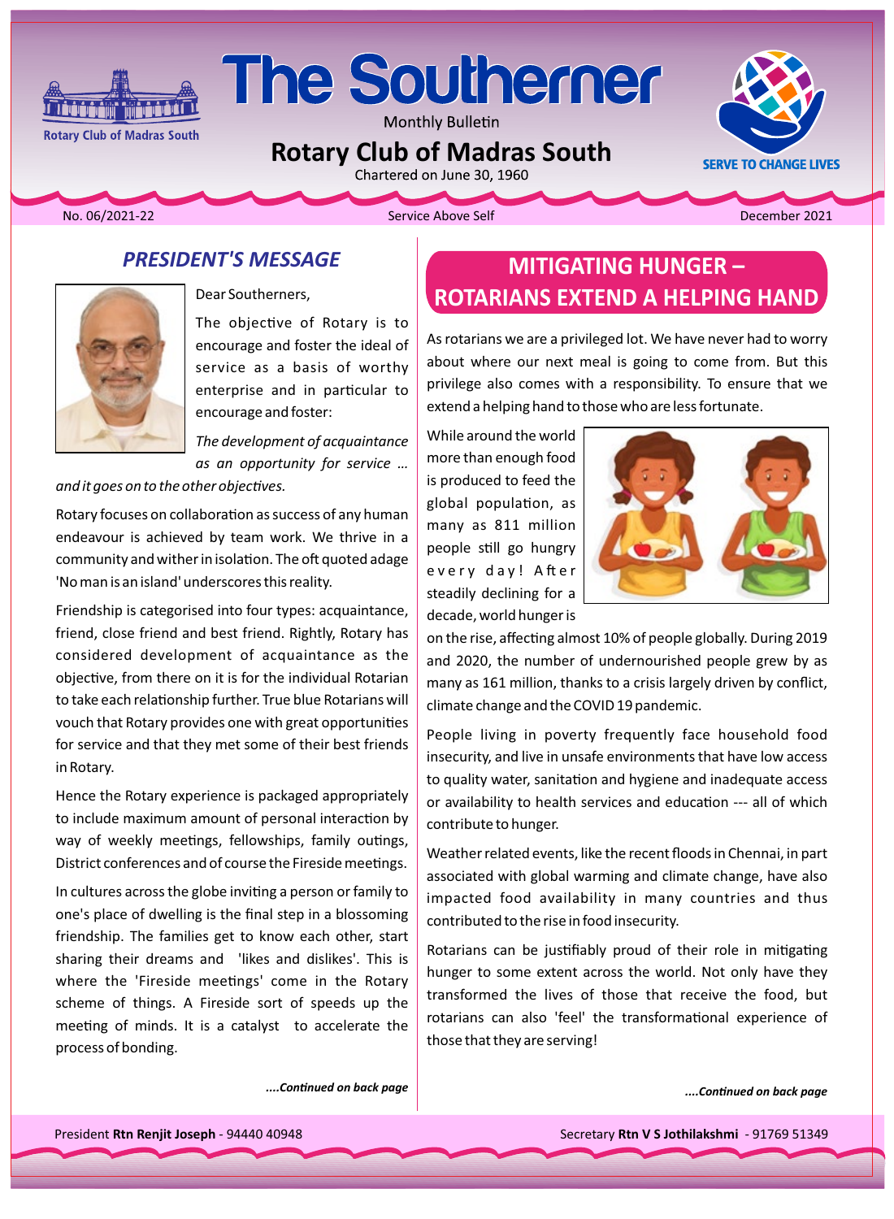# The Southerner

Monthly Bulletin

## Rotary Club of Madras South

Chartered on June 30, 1960

Rotary Club of Madras South

SERVE TO CHANGE LIVES

No. 06/2021-22 | Service Above Self | December 2021

## PRESIDENT'S MESSAGE

Dear Southerners,

The objective of Rotary is to encourage and foster the ideal of service as a basis of worthy enterprise and in particular to encourage and foster:

*The development of acquaintance as an opportunity for service … and it goes on to the other objectives.*

Rotary focuses on collaboration as success of any human endeavour is achieved by team work. We thrive in a community and wither in isolation. The oft quoted adage 'No man is an island' underscores this reality.

Friendship is categorised into four types: acquaintance, friend, close friend and best friend. Rightly, Rotary has considered development of acquaintance as the objective, from there on it is for the individual Rotarian to take each relationship further. True blue Rotarians will vouch that Rotary provides one with great opportunities for service and that they met some of their best friends in Rotary.

Hence the Rotary experience is packaged appropriately to include maximum amount of personal interaction by way of weekly meetings, fellowships, family outings, District conferences and of course the Fireside meetings.

In cultures across the globe inviting a person or family to one's place of dwelling is the final step in a blossoming friendship. The families get to know each other, start sharing their dreams and 'likes and dislikes'. This is where the 'Fireside meetings' come in the Rotary scheme of things. A Fireside sort of speeds up the meeting of minds. It is a catalyst to accelerate the process of bonding.

***....Continued on back page***

## MITIGATING HUNGER – ROTARIANS EXTEND A HELPING HAND

As rotarians we are a privileged lot. We have never had to worry about where our next meal is going to come from. But this privilege also comes with a responsibility. To ensure that we extend a helping hand to those who are less fortunate.

While around the world more than enough food is produced to feed the global population, as many as 811 million people still go hungry every day! After steadily declining for a decade, world hunger is on the rise, affecting almost 10% of people globally. During 2019 and 2020, the number of undernourished people grew by as many as 161 million, thanks to a crisis largely driven by conflict, climate change and the COVID 19 pandemic.

People living in poverty frequently face household food insecurity, and live in unsafe environments that have low access to quality water, sanitation and hygiene and inadequate access or availability to health services and education --- all of which contribute to hunger.

Weather related events, like the recent floods in Chennai, in part associated with global warming and climate change, have also impacted food availability in many countries and thus contributed to the rise in food insecurity.

Rotarians can be justifiably proud of their role in mitigating hunger to some extent across the world. Not only have they transformed the lives of those that receive the food, but rotarians can also 'feel' the transformational experience of those that they are serving!

***....Continued on back page***

President **Rtn Renjit Joseph** - 94440 40948

Secretary **Rtn V S Jothilakshmi** - 91769 51349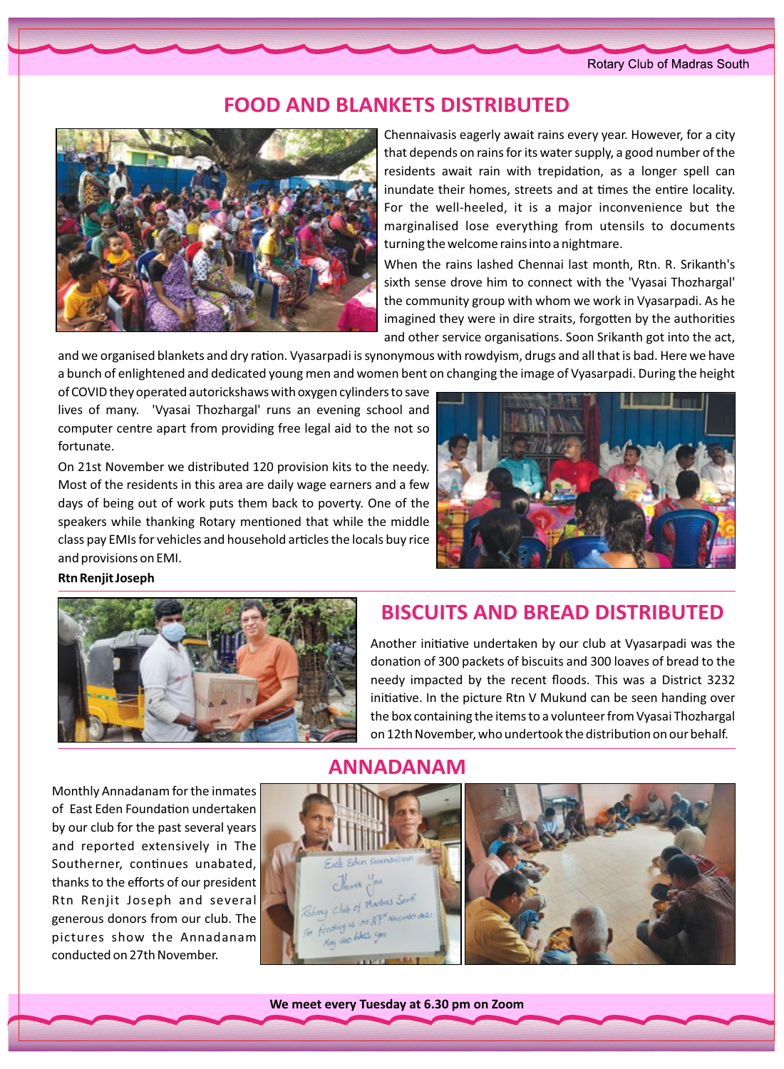# FOOD AND BLANKETS DISTRIBUTED

Chennaivasis eagerly await rains every year. However, for a city that depends on rains for its water supply, a good number of the residents await rain with trepidation, as a longer spell can inundate their homes, streets and at times the entire locality. For the well-heeled, it is a major inconvenience but the marginalised lose everything from utensils to documents turning the welcome rains into a nightmare.

When the rains lashed Chennai last month, Rtn. R. Srikanth's sixth sense drove him to connect with the 'Vyasai Thozhargal' the community group with whom we work in Vyasarpadi. As he imagined they were in dire straits, forgotten by the authorities and other service organisations. Soon Srikanth got into the act, and we organised blankets and dry ration. Vyasarpadi is synonymous with rowdyism, drugs and all that is bad. Here we have a bunch of enlightened and dedicated young men and women bent on changing the image of Vyasarpadi. During the height of COVID they operated autorickshaws with oxygen cylinders to save lives of many. 'Vyasai Thozhargal' runs an evening school and computer centre apart from providing free legal aid to the not so fortunate.

On 21st November we distributed 120 provision kits to the needy. Most of the residents in this area are daily wage earners and a few days of being out of work puts them back to poverty. One of the speakers while thanking Rotary mentioned that while the middle class pay EMIs for vehicles and household articles the locals buy rice and provisions on EMI.

**Rtn Renjit Joseph**

# BISCUITS AND BREAD DISTRIBUTED

Another initiative undertaken by our club at Vyasarpadi was the donation of 300 packets of biscuits and 300 loaves of bread to the needy impacted by the recent floods. This was a District 3232 initiative. In the picture Rtn V Mukund can be seen handing over the box containing the items to a volunteer from Vyasai Thozhargal on 12th November, who undertook the distribution on our behalf.

# ANNADANAM

Monthly Annadanam for the inmates of East Eden Foundation undertaken by our club for the past several years and reported extensively in The Southerner, continues unabated, thanks to the efforts of our president Rtn Renjit Joseph and several generous donors from our club. The pictures show the Annadanam conducted on 27th November.

We meet every Tuesday at 6.30 pm on Zoom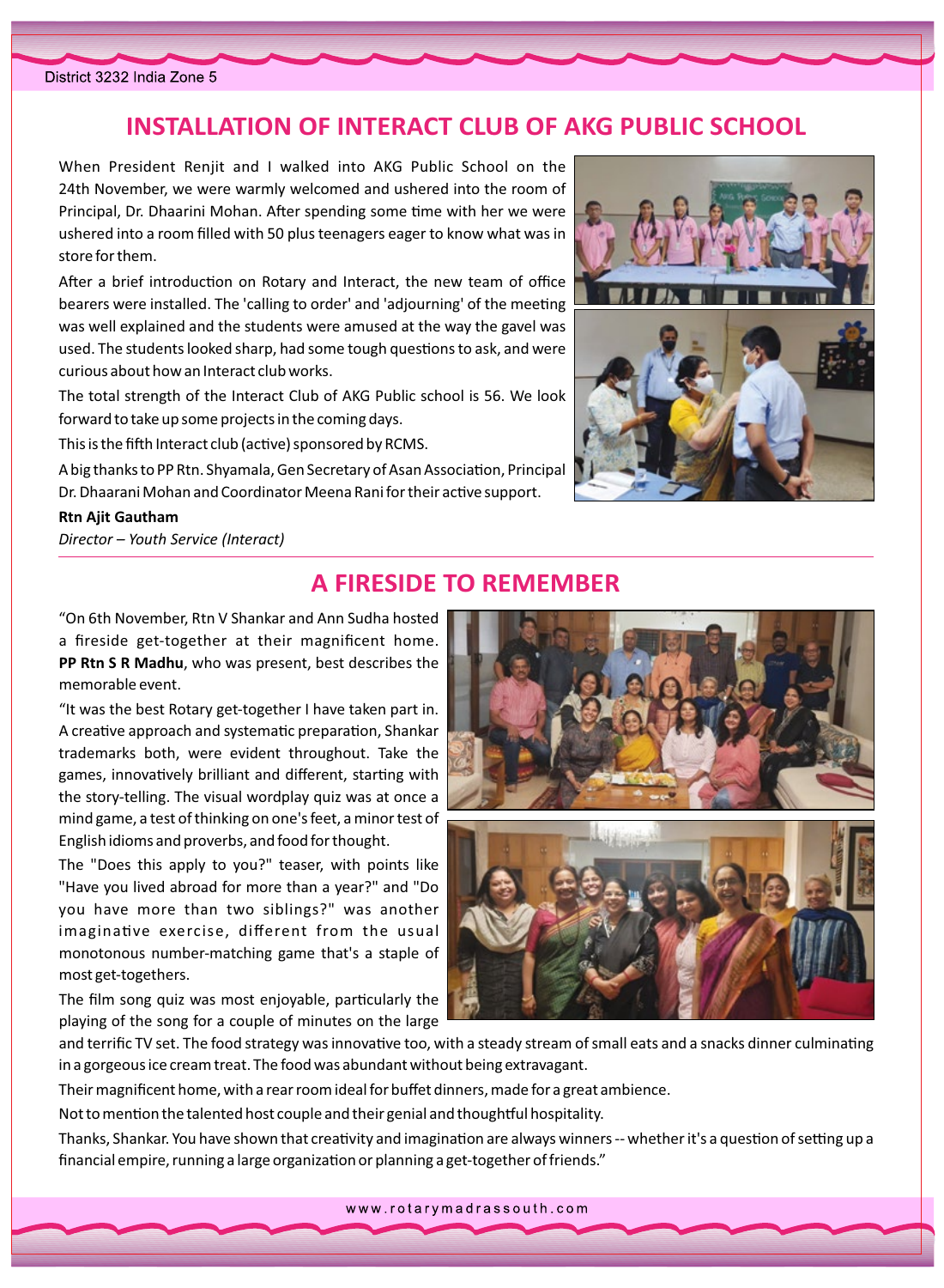# INSTALLATION OF INTERACT CLUB OF AKG PUBLIC SCHOOL

When President Renjit and I walked into AKG Public School on the 24th November, we were warmly welcomed and ushered into the room of Principal, Dr. Dhaarini Mohan. After spending some time with her we were ushered into a room filled with 50 plus teenagers eager to know what was in store for them.

After a brief introduction on Rotary and Interact, the new team of office bearers were installed. The 'calling to order' and 'adjourning' of the meeting was well explained and the students were amused at the way the gavel was used. The students looked sharp, had some tough questions to ask, and were curious about how an Interact club works.

The total strength of the Interact Club of AKG Public school is 56. We look forward to take up some projects in the coming days.

This is the fifth Interact club (active) sponsored by RCMS.

A big thanks to PP Rtn. Shyamala, Gen Secretary of Asan Association, Principal Dr. Dhaarani Mohan and Coordinator Meena Rani for their active support.

**Rtn Ajit Gautham**
*Director – Youth Service (Interact)*

# A FIRESIDE TO REMEMBER

"On 6th November, Rtn V Shankar and Ann Sudha hosted a fireside get-together at their magnificent home. **PP Rtn S R Madhu**, who was present, best describes the memorable event.

"It was the best Rotary get-together I have taken part in. A creative approach and systematic preparation, Shankar trademarks both, were evident throughout. Take the games, innovatively brilliant and different, starting with the story-telling. The visual wordplay quiz was at once a mind game, a test of thinking on one's feet, a minor test of English idioms and proverbs, and food for thought.

The "Does this apply to you?" teaser, with points like "Have you lived abroad for more than a year?" and "Do you have more than two siblings?" was another imaginative exercise, different from the usual monotonous number-matching game that's a staple of most get-togethers.

The film song quiz was most enjoyable, particularly the playing of the song for a couple of minutes on the large and terrific TV set. The food strategy was innovative too, with a steady stream of small eats and a snacks dinner culminating in a gorgeous ice cream treat. The food was abundant without being extravagant.

Their magnificent home, with a rear room ideal for buffet dinners, made for a great ambience.

Not to mention the talented host couple and their genial and thoughtful hospitality.

Thanks, Shankar. You have shown that creativity and imagination are always winners -- whether it's a question of setting up a financial empire, running a large organization or planning a get-together of friends."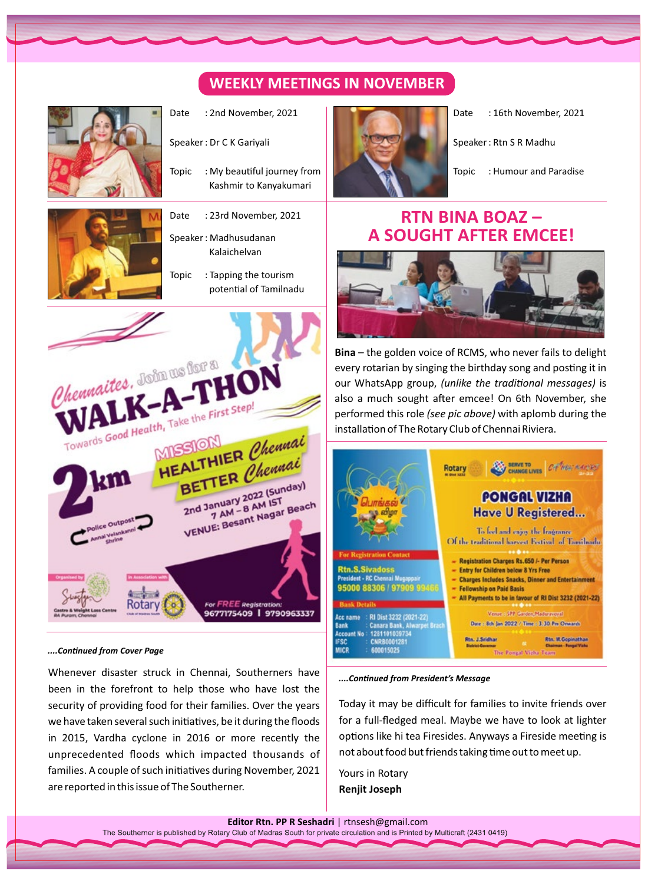## WEEKLY MEETINGS IN NOVEMBER

Date : 2nd November, 2021

Speaker : Dr C K Gariyali

Topic : My beautiful journey from Kashmir to Kanyakumari

Date : 16th November, 2021

Speaker : Rtn S R Madhu

Topic : Humour and Paradise

Date : 23rd November, 2021

Speaker : Madhusudanan Kalaichelvan

Topic : Tapping the tourism potential of Tamilnadu

Chennaites, Join us for a

WALK-A-THON

Towards Good Health, Take the First Step!

MISSION HEALTHIER Chennai BETTER Chennai

2km

2nd January 2022 (Sunday)
7 AM – 8 AM IST
VENUE: Besant Nagar Beach

Police Outpost ↔ Annai Velankanni Shrine

Organised by: Gastro & Weight Loss Centre RA Puram, Chennai

In Association with: Rotary Club of Madras South

For FREE Registration: 9677175409 | 9790963337

## RTN BINA BOAZ – A SOUGHT AFTER EMCEE!

**Bina** – the golden voice of RCMS, who never fails to delight every rotarian by singing the birthday song and posting it in our WhatsApp group, *(unlike the traditional messages)* is also a much sought after emcee! On 6th November, she performed this role *(see pic above)* with aplomb during the installation of The Rotary Club of Chennai Riviera.

Rotary | Serve to Change Lives

PONGAL VIZHA
Have U Registered...

To feel and enjoy the fragrance
Of the traditional harvest Festival of Tamilnadu

- Registration Charges Rs.650 /- Per Person
- Entry for Children below 8 Yrs Free
- Charges Includes Snacks, Dinner and Entertainment
- Fellowship on Paid Basis
- All Payments to be in favour of RI Dist 3232 (2021-22)

Venue : SPP Garden, Maduravoyal

Date : 8th Jan 2022 / Time : 3.30 Pm Onwards

For Registration Contact
Rtn.S.Sivadoss
President - RC Chennai Mugappair
95000 88306 / 97909 99466

Bank Details
Acc name : RI Dist 3232 (2021-22)
Bank : Canara Bank, Alwarpet Brach
Account No : 1281101039734
IFSC : CNRB0001281
MICR : 600015025

Rtn. J.Sridhar, District Governor

Rtn. M.Gopinathan, Chairman - Pongal Vizha

The Pongal Vizha Team

*....Continued from Cover Page*

Whenever disaster struck in Chennai, Southerners have been in the forefront to help those who have lost the security of providing food for their families. Over the years we have taken several such initiatives, be it during the floods in 2015, Vardha cyclone in 2016 or more recently the unprecedented floods which impacted thousands of families. A couple of such initiatives during November, 2021 are reported in this issue of The Southerner.

*....Continued from President's Message*

Today it may be difficult for families to invite friends over for a full-fledged meal. Maybe we have to look at lighter options like hi tea Firesides. Anyways a Fireside meeting is not about food but friends taking time out to meet up.

Yours in Rotary

**Renjit Joseph**

**Editor Rtn. PP R Seshadri** | rtnsesh@gmail.com

The Southerner is published by Rotary Club of Madras South for private circulation and is Printed by Multicraft (2431 0419)